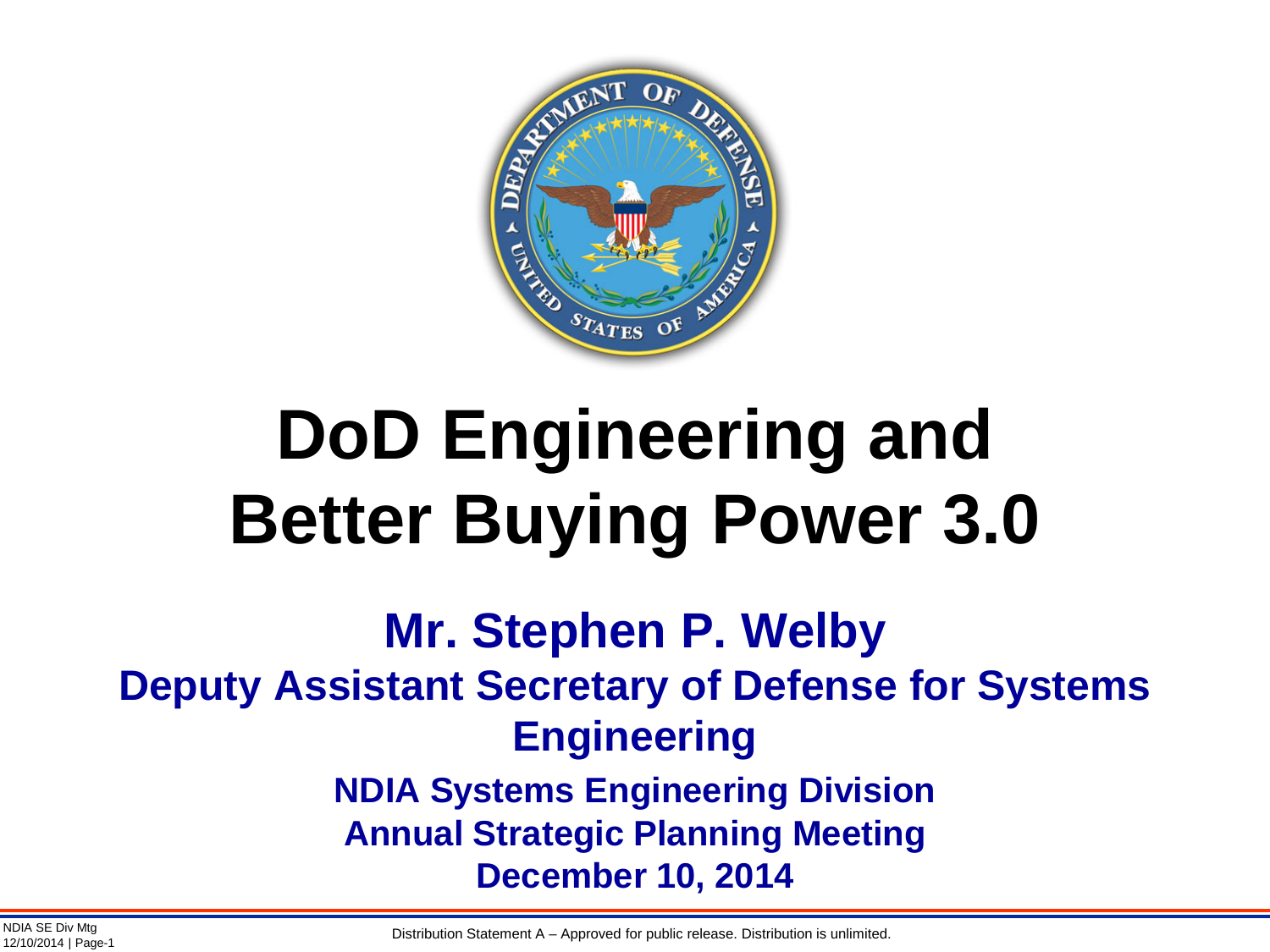# DoD Engineering and Better Buying Power 3.0

**Mr. Stephen P. Welby**

**Deputy Assistant Secretary of Defense for Systems Engineering**

**NDIA Systems Engineering Division**
**Annual Strategic Planning Meeting**
**December 10, 2014**

Distribution Statement A – Approved for public release. Distribution is unlimited.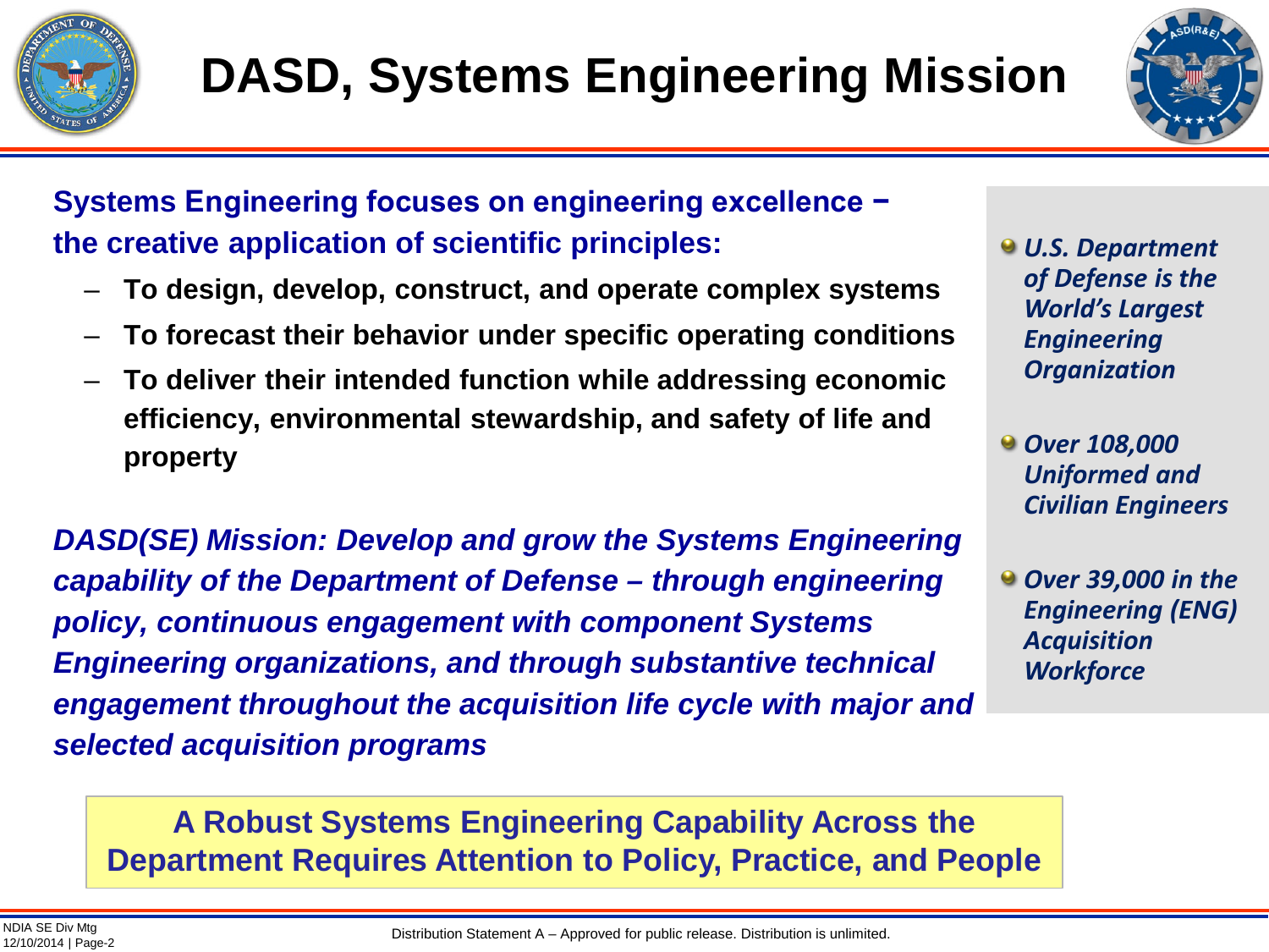# DASD, Systems Engineering Mission

**Systems Engineering focuses on engineering excellence − the creative application of scientific principles:**

- **To design, develop, construct, and operate complex systems**
- **To forecast their behavior under specific operating conditions**
- **To deliver their intended function while addressing economic efficiency, environmental stewardship, and safety of life and property**

***DASD(SE) Mission: Develop and grow the Systems Engineering capability of the Department of Defense – through engineering policy, continuous engagement with component Systems Engineering organizations, and through substantive technical engagement throughout the acquisition life cycle with major and selected acquisition programs***

- ***U.S. Department of Defense is the World's Largest Engineering Organization***
- ***Over 108,000 Uniformed and Civilian Engineers***
- ***Over 39,000 in the Engineering (ENG) Acquisition Workforce***

**A Robust Systems Engineering Capability Across the Department Requires Attention to Policy, Practice, and People**

Distribution Statement A – Approved for public release. Distribution is unlimited.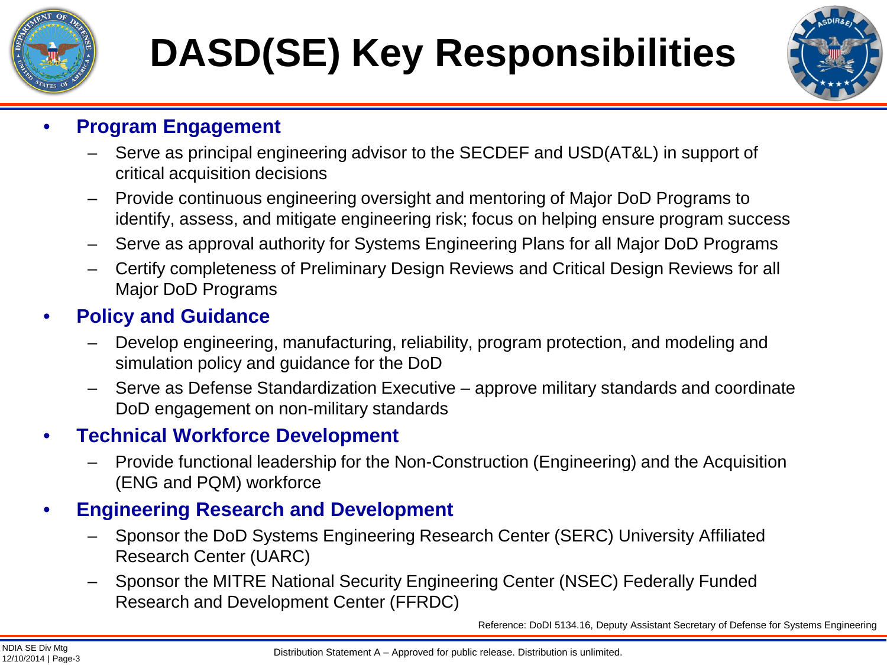# DASD(SE) Key Responsibilities

- **Program Engagement**
  - Serve as principal engineering advisor to the SECDEF and USD(AT&L) in support of critical acquisition decisions
  - Provide continuous engineering oversight and mentoring of Major DoD Programs to identify, assess, and mitigate engineering risk; focus on helping ensure program success
  - Serve as approval authority for Systems Engineering Plans for all Major DoD Programs
  - Certify completeness of Preliminary Design Reviews and Critical Design Reviews for all Major DoD Programs
- **Policy and Guidance**
  - Develop engineering, manufacturing, reliability, program protection, and modeling and simulation policy and guidance for the DoD
  - Serve as Defense Standardization Executive – approve military standards and coordinate DoD engagement on non-military standards
- **Technical Workforce Development**
  - Provide functional leadership for the Non-Construction (Engineering) and the Acquisition (ENG and PQM) workforce
- **Engineering Research and Development**
  - Sponsor the DoD Systems Engineering Research Center (SERC) University Affiliated Research Center (UARC)
  - Sponsor the MITRE National Security Engineering Center (NSEC) Federally Funded Research and Development Center (FFRDC)

Reference: DoDI 5134.16, Deputy Assistant Secretary of Defense for Systems Engineering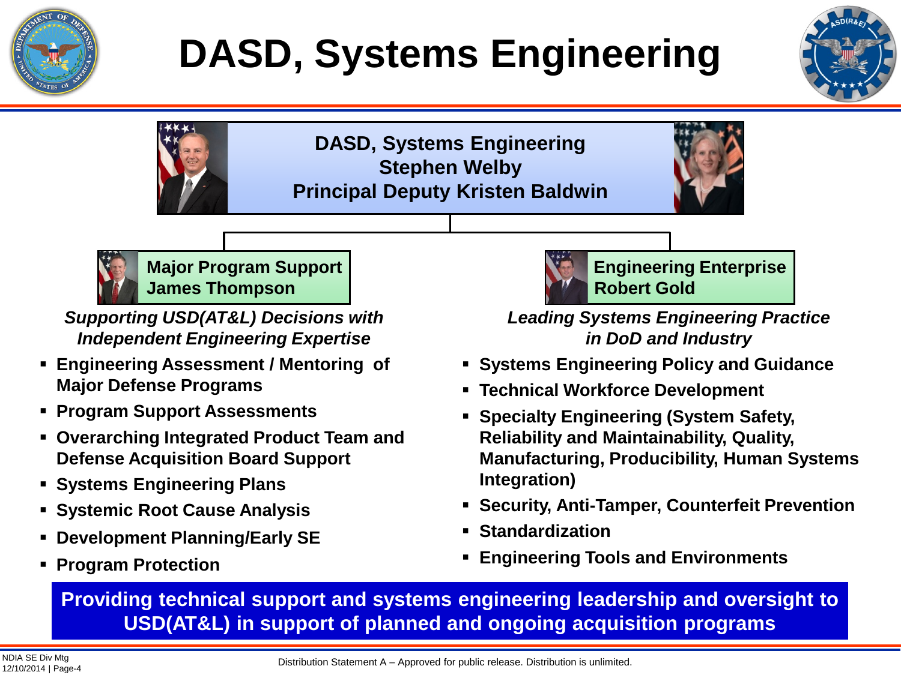# DASD, Systems Engineering

**DASD, Systems Engineering**
**Stephen Welby**
**Principal Deputy Kristen Baldwin**

## Major Program Support
**James Thompson**

***Supporting USD(AT&L) Decisions with Independent Engineering Expertise***

- Engineering Assessment / Mentoring of Major Defense Programs
- Program Support Assessments
- Overarching Integrated Product Team and Defense Acquisition Board Support
- Systems Engineering Plans
- Systemic Root Cause Analysis
- Development Planning/Early SE
- Program Protection

## Engineering Enterprise
**Robert Gold**

***Leading Systems Engineering Practice in DoD and Industry***

- Systems Engineering Policy and Guidance
- Technical Workforce Development
- Specialty Engineering (System Safety, Reliability and Maintainability, Quality, Manufacturing, Producibility, Human Systems Integration)
- Security, Anti-Tamper, Counterfeit Prevention
- Standardization
- Engineering Tools and Environments

**Providing technical support and systems engineering leadership and oversight to USD(AT&L) in support of planned and ongoing acquisition programs**

Distribution Statement A – Approved for public release. Distribution is unlimited.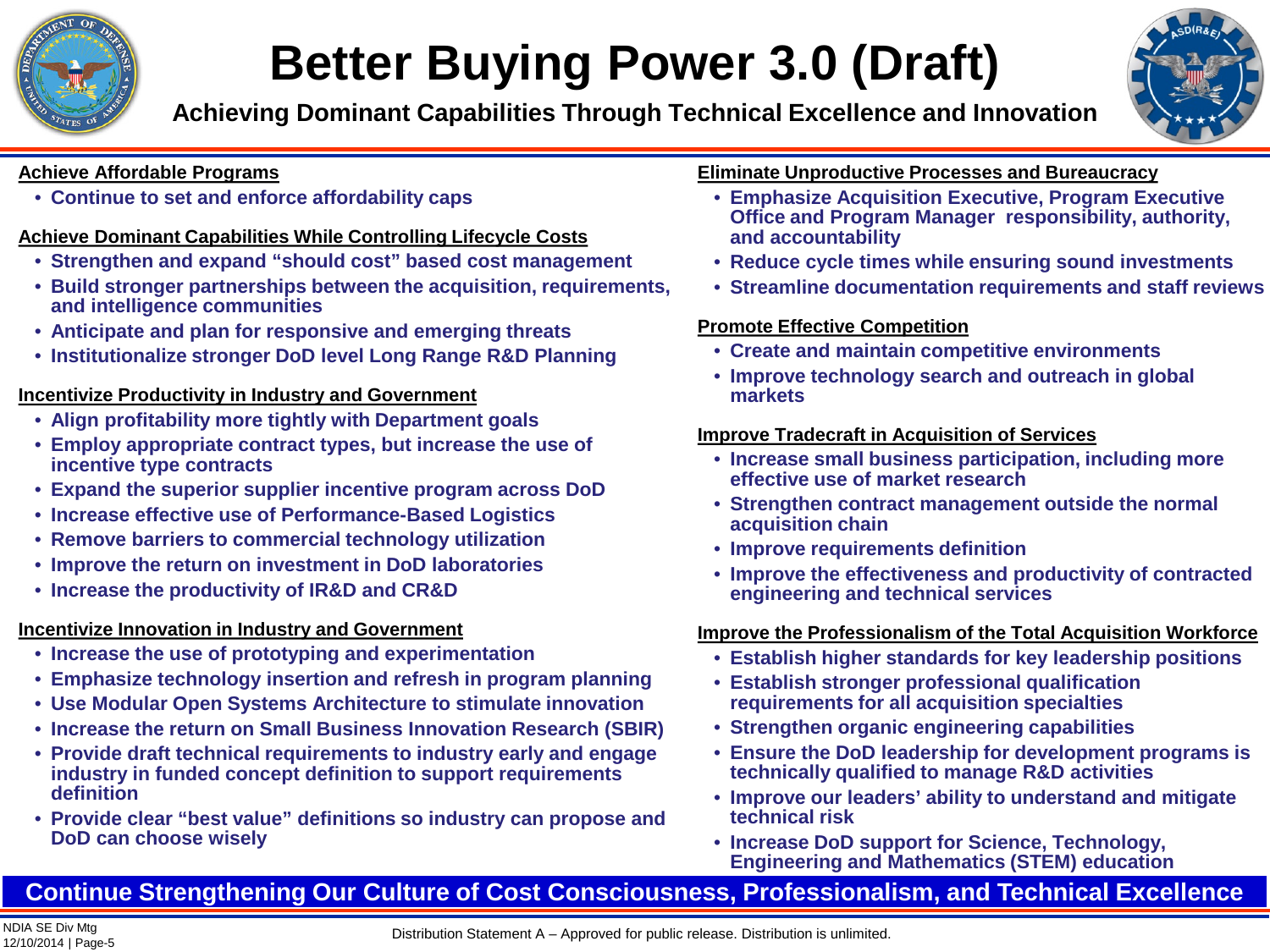# Better Buying Power 3.0 (Draft)

## Achieving Dominant Capabilities Through Technical Excellence and Innovation

**Achieve Affordable Programs**

- Continue to set and enforce affordability caps

**Achieve Dominant Capabilities While Controlling Lifecycle Costs**

- Strengthen and expand "should cost" based cost management
- Build stronger partnerships between the acquisition, requirements, and intelligence communities
- Anticipate and plan for responsive and emerging threats
- Institutionalize stronger DoD level Long Range R&D Planning

**Incentivize Productivity in Industry and Government**

- Align profitability more tightly with Department goals
- Employ appropriate contract types, but increase the use of incentive type contracts
- Expand the superior supplier incentive program across DoD
- Increase effective use of Performance-Based Logistics
- Remove barriers to commercial technology utilization
- Improve the return on investment in DoD laboratories
- Increase the productivity of IR&D and CR&D

**Incentivize Innovation in Industry and Government**

- Increase the use of prototyping and experimentation
- Emphasize technology insertion and refresh in program planning
- Use Modular Open Systems Architecture to stimulate innovation
- Increase the return on Small Business Innovation Research (SBIR)
- Provide draft technical requirements to industry early and engage industry in funded concept definition to support requirements definition
- Provide clear "best value" definitions so industry can propose and DoD can choose wisely

**Eliminate Unproductive Processes and Bureaucracy**

- Emphasize Acquisition Executive, Program Executive Office and Program Manager responsibility, authority, and accountability
- Reduce cycle times while ensuring sound investments
- Streamline documentation requirements and staff reviews

**Promote Effective Competition**

- Create and maintain competitive environments
- Improve technology search and outreach in global markets

**Improve Tradecraft in Acquisition of Services**

- Increase small business participation, including more effective use of market research
- Strengthen contract management outside the normal acquisition chain
- Improve requirements definition
- Improve the effectiveness and productivity of contracted engineering and technical services

**Improve the Professionalism of the Total Acquisition Workforce**

- Establish higher standards for key leadership positions
- Establish stronger professional qualification requirements for all acquisition specialties
- Strengthen organic engineering capabilities
- Ensure the DoD leadership for development programs is technically qualified to manage R&D activities
- Improve our leaders' ability to understand and mitigate technical risk
- Increase DoD support for Science, Technology, Engineering and Mathematics (STEM) education

**Continue Strengthening Our Culture of Cost Consciousness, Professionalism, and Technical Excellence**

Distribution Statement A – Approved for public release. Distribution is unlimited.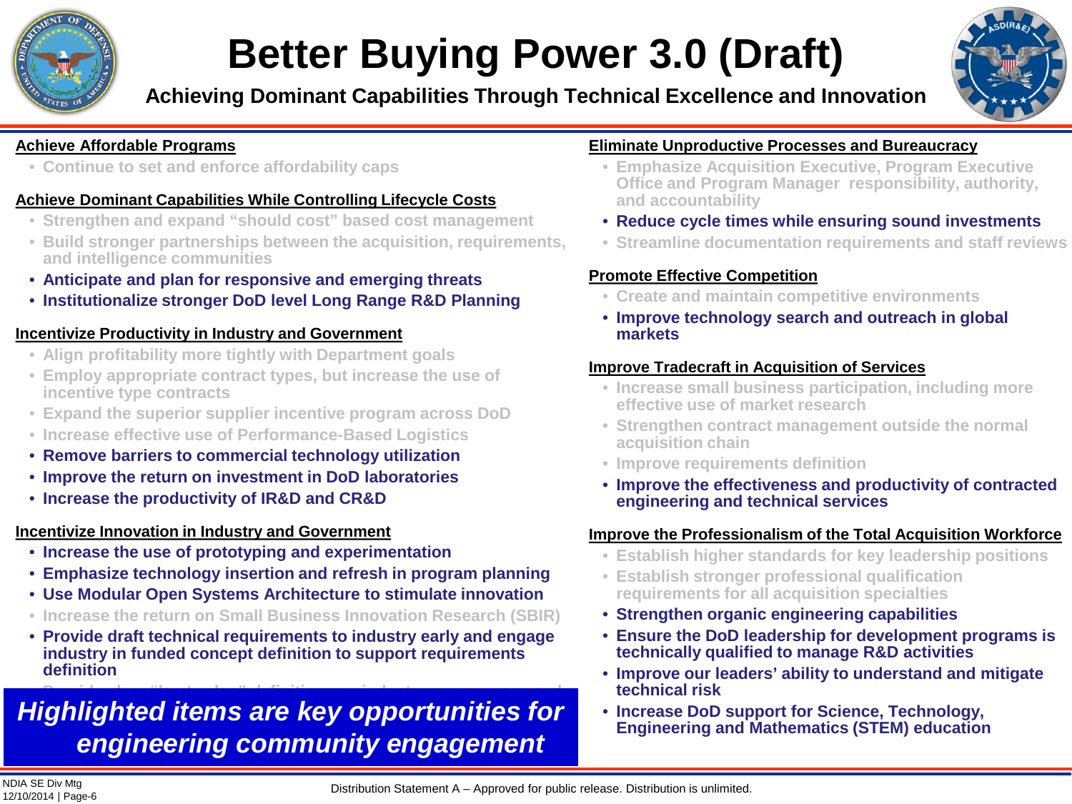# Better Buying Power 3.0 (Draft)

## Achieving Dominant Capabilities Through Technical Excellence and Innovation

### Achieve Affordable Programs

- Continue to set and enforce affordability caps

### Achieve Dominant Capabilities While Controlling Lifecycle Costs

- Strengthen and expand "should cost" based cost management
- Build stronger partnerships between the acquisition, requirements, and intelligence communities
- **Anticipate and plan for responsive and emerging threats**
- **Institutionalize stronger DoD level Long Range R&D Planning**

### Incentivize Productivity in Industry and Government

- Align profitability more tightly with Department goals
- Employ appropriate contract types, but increase the use of incentive type contracts
- Expand the superior supplier incentive program across DoD
- Increase effective use of Performance-Based Logistics
- **Remove barriers to commercial technology utilization**
- **Improve the return on investment in DoD laboratories**
- **Increase the productivity of IR&D and CR&D**

### Incentivize Innovation in Industry and Government

- **Increase the use of prototyping and experimentation**
- **Emphasize technology insertion and refresh in program planning**
- **Use Modular Open Systems Architecture to stimulate innovation**
- Increase the return on Small Business Innovation Research (SBIR)
- **Provide draft technical requirements to industry early and engage industry in funded concept definition to support requirements definition**

***Highlighted items are key opportunities for engineering community engagement***

### Eliminate Unproductive Processes and Bureaucracy

- Emphasize Acquisition Executive, Program Executive Office and Program Manager responsibility, authority, and accountability
- **Reduce cycle times while ensuring sound investments**
- Streamline documentation requirements and staff reviews

### Promote Effective Competition

- Create and maintain competitive environments
- **Improve technology search and outreach in global markets**

### Improve Tradecraft in Acquisition of Services

- Increase small business participation, including more effective use of market research
- Strengthen contract management outside the normal acquisition chain
- Improve requirements definition
- **Improve the effectiveness and productivity of contracted engineering and technical services**

### Improve the Professionalism of the Total Acquisition Workforce

- Establish higher standards for key leadership positions
- Establish stronger professional qualification requirements for all acquisition specialties
- **Strengthen organic engineering capabilities**
- **Ensure the DoD leadership for development programs is technically qualified to manage R&D activities**
- **Improve our leaders' ability to understand and mitigate technical risk**
- **Increase DoD support for Science, Technology, Engineering and Mathematics (STEM) education**

Distribution Statement A – Approved for public release. Distribution is unlimited.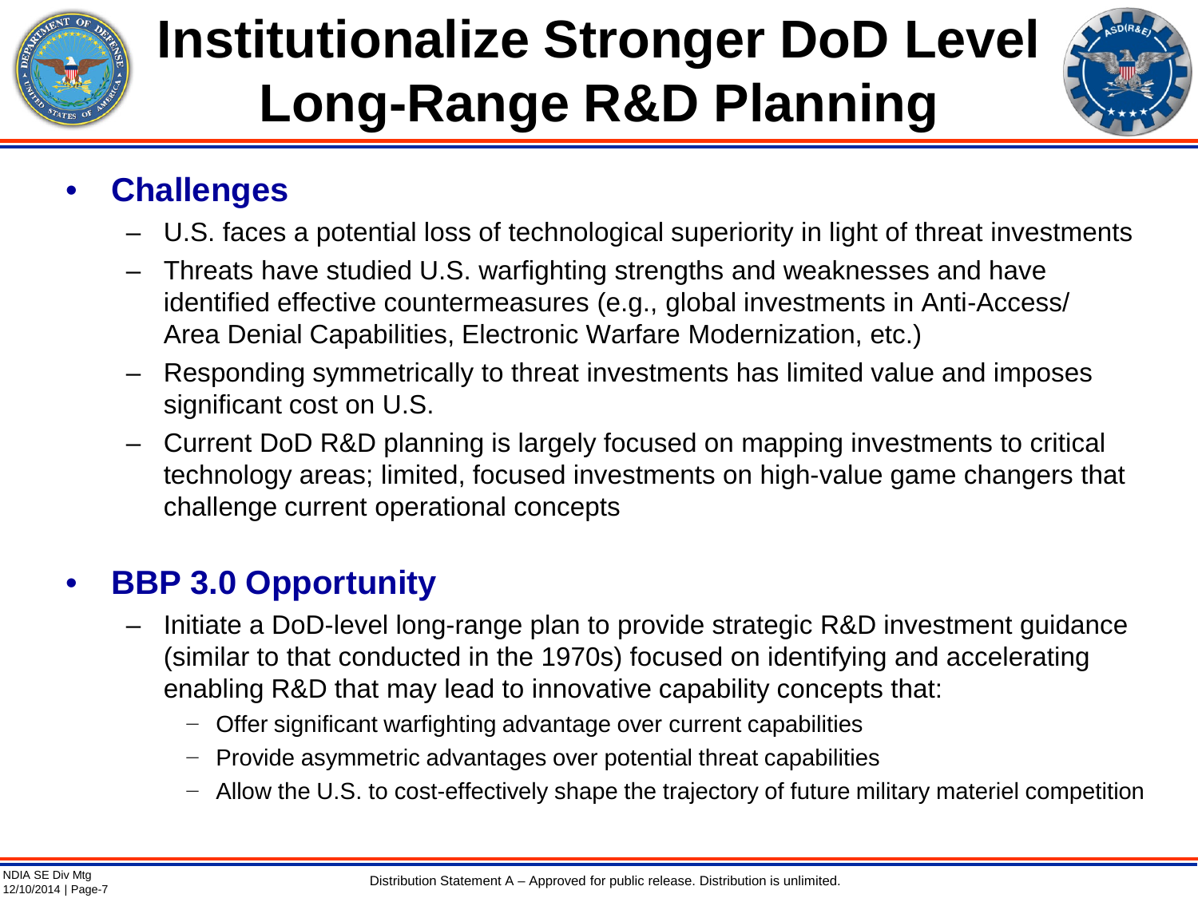# Institutionalize Stronger DoD Level Long-Range R&D Planning

- **Challenges**
  - U.S. faces a potential loss of technological superiority in light of threat investments
  - Threats have studied U.S. warfighting strengths and weaknesses and have identified effective countermeasures (e.g., global investments in Anti-Access/ Area Denial Capabilities, Electronic Warfare Modernization, etc.)
  - Responding symmetrically to threat investments has limited value and imposes significant cost on U.S.
  - Current DoD R&D planning is largely focused on mapping investments to critical technology areas; limited, focused investments on high-value game changers that challenge current operational concepts

- **BBP 3.0 Opportunity**
  - Initiate a DoD-level long-range plan to provide strategic R&D investment guidance (similar to that conducted in the 1970s) focused on identifying and accelerating enabling R&D that may lead to innovative capability concepts that:
    - Offer significant warfighting advantage over current capabilities
    - Provide asymmetric advantages over potential threat capabilities
    - Allow the U.S. to cost-effectively shape the trajectory of future military materiel competition

Distribution Statement A – Approved for public release. Distribution is unlimited.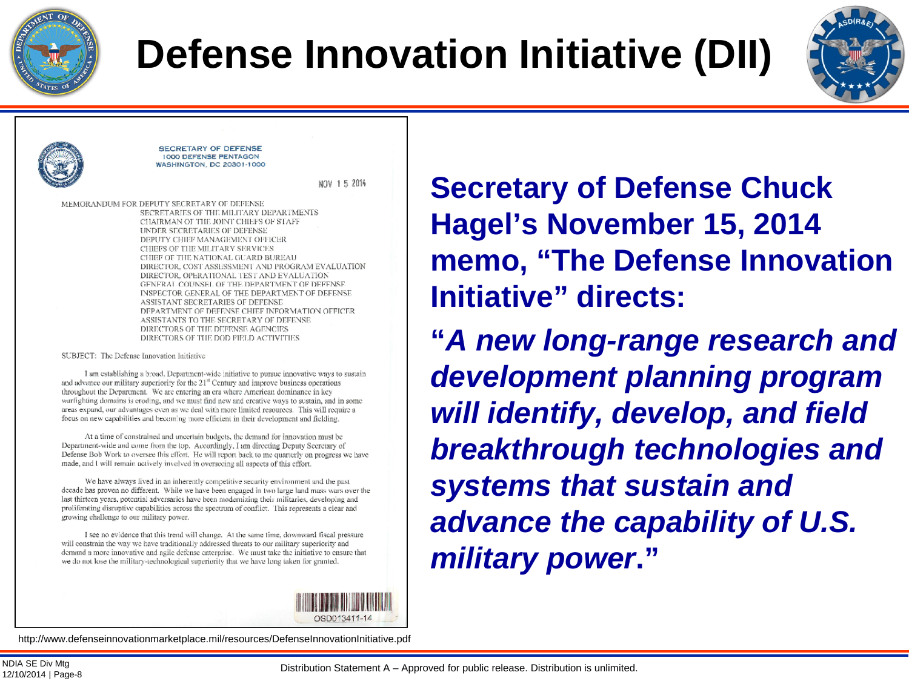# Defense Innovation Initiative (DII)

SECRETARY OF DEFENSE
1000 DEFENSE PENTAGON
WASHINGTON, DC 20301-1000

NOV 15 2014

MEMORANDUM FOR DEPUTY SECRETARY OF DEFENSE
SECRETARIES OF THE MILITARY DEPARTMENTS
CHAIRMAN OF THE JOINT CHIEFS OF STAFF
UNDER SECRETARIES OF DEFENSE
DEPUTY CHIEF MANAGEMENT OFFICER
CHIEFS OF THE MILITARY SERVICES
CHIEF OF THE NATIONAL GUARD BUREAU
DIRECTOR, COST ASSESSMENT AND PROGRAM EVALUATION
DIRECTOR, OPERATIONAL TEST AND EVALUATION
GENERAL COUNSEL OF THE DEPARTMENT OF DEFENSE
INSPECTOR GENERAL OF THE DEPARTMENT OF DEFENSE
ASSISTANT SECRETARIES OF DEFENSE
DEPARTMENT OF DEFENSE CHIEF INFORMATION OFFICER
ASSISTANTS TO THE SECRETARY OF DEFENSE
DIRECTORS OF THE DEFENSE AGENCIES
DIRECTORS OF THE DOD FIELD ACTIVITIES

SUBJECT: The Defense Innovation Initiative

I am establishing a broad, Department-wide initiative to pursue innovative ways to sustain and advance our military superiority for the 21st Century and improve business operations throughout the Department. We are entering an era where American dominance in key warfighting domains is eroding, and we must find new and creative ways to sustain, and in some areas expand, our advantages even as we deal with more limited resources. This will require a focus on new capabilities and becoming more efficient in their development and fielding.

At a time of constrained and uncertain budgets, the demand for innovation must be Department-wide and come from the top. Accordingly, I am directing Deputy Secretary of Defense Bob Work to oversee this effort. He will report back to me quarterly on progress we have made, and I will remain actively involved in overseeing all aspects of this effort.

We have always lived in an inherently competitive security environment and the past decade has proven no different. While we have been engaged in two large land mass wars over the last thirteen years, potential adversaries have been modernizing their militaries, developing and proliferating disruptive capabilities across the spectrum of conflict. This represents a clear and growing challenge to our military power.

I see no evidence that this trend will change. At the same time, downward fiscal pressure will constrain the way we have traditionally addressed threats to our military superiority and demand a more innovative and agile defense enterprise. We must take the initiative to ensure that we do not lose the military-technological superiority that we have long taken for granted.

OSD013411-14

http://www.defenseinnovationmarketplace.mil/resources/DefenseInnovationInitiative.pdf

**Secretary of Defense Chuck Hagel's November 15, 2014 memo, "The Defense Innovation Initiative" directs:**

**"*A new long-range research and development planning program will identify, develop, and field breakthrough technologies and systems that sustain and advance the capability of U.S. military power*."**

Distribution Statement A – Approved for public release. Distribution is unlimited.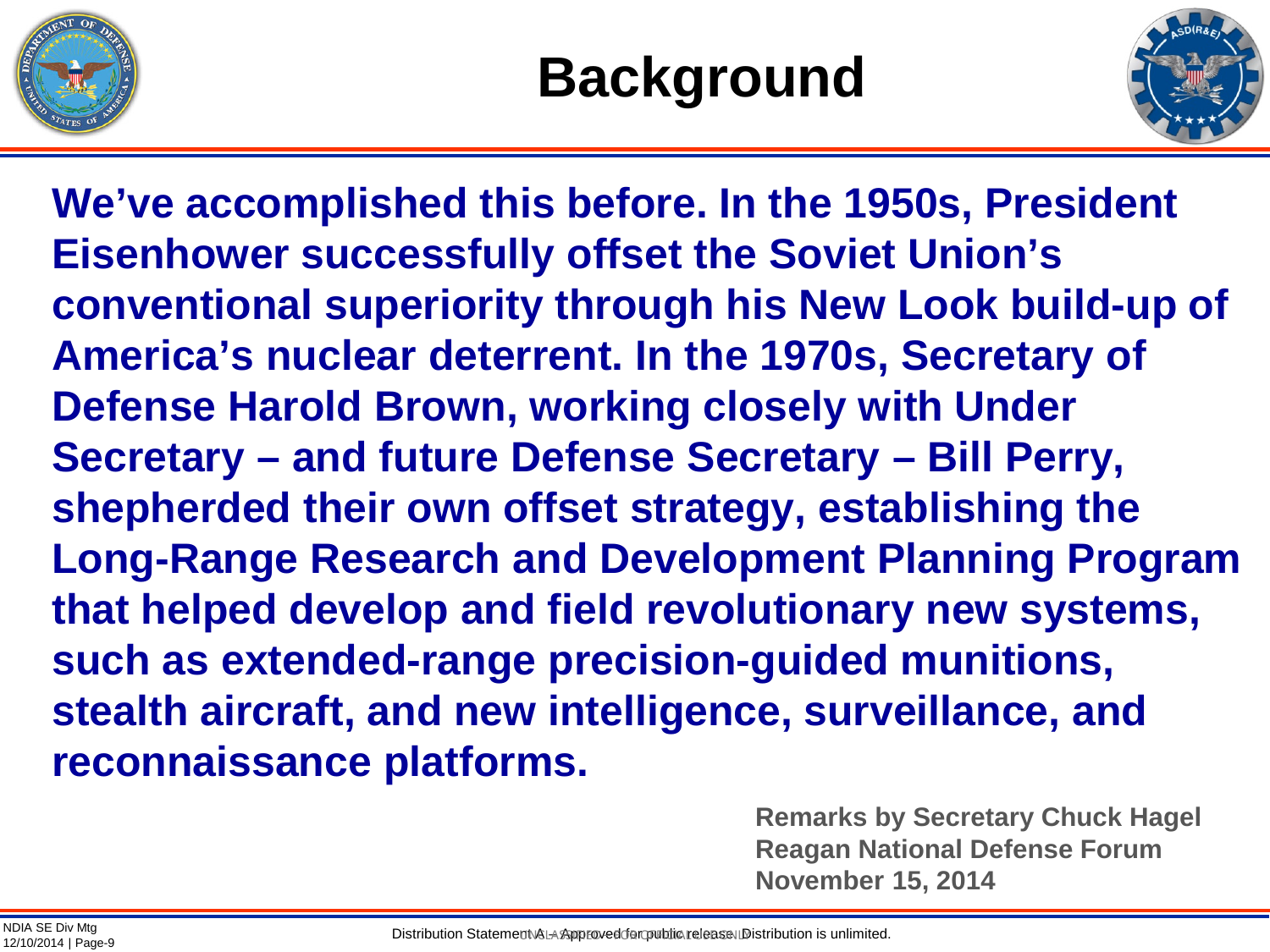# Background

**We've accomplished this before. In the 1950s, President Eisenhower successfully offset the Soviet Union's conventional superiority through his New Look build-up of America's nuclear deterrent. In the 1970s, Secretary of Defense Harold Brown, working closely with Under Secretary – and future Defense Secretary – Bill Perry, shepherded their own offset strategy, establishing the Long-Range Research and Development Planning Program that helped develop and field revolutionary new systems, such as extended-range precision-guided munitions, stealth aircraft, and new intelligence, surveillance, and reconnaissance platforms.**

**Remarks by Secretary Chuck Hagel**
**Reagan National Defense Forum**
**November 15, 2014**

Distribution Statement A – Approved for public release. Distribution is unlimited.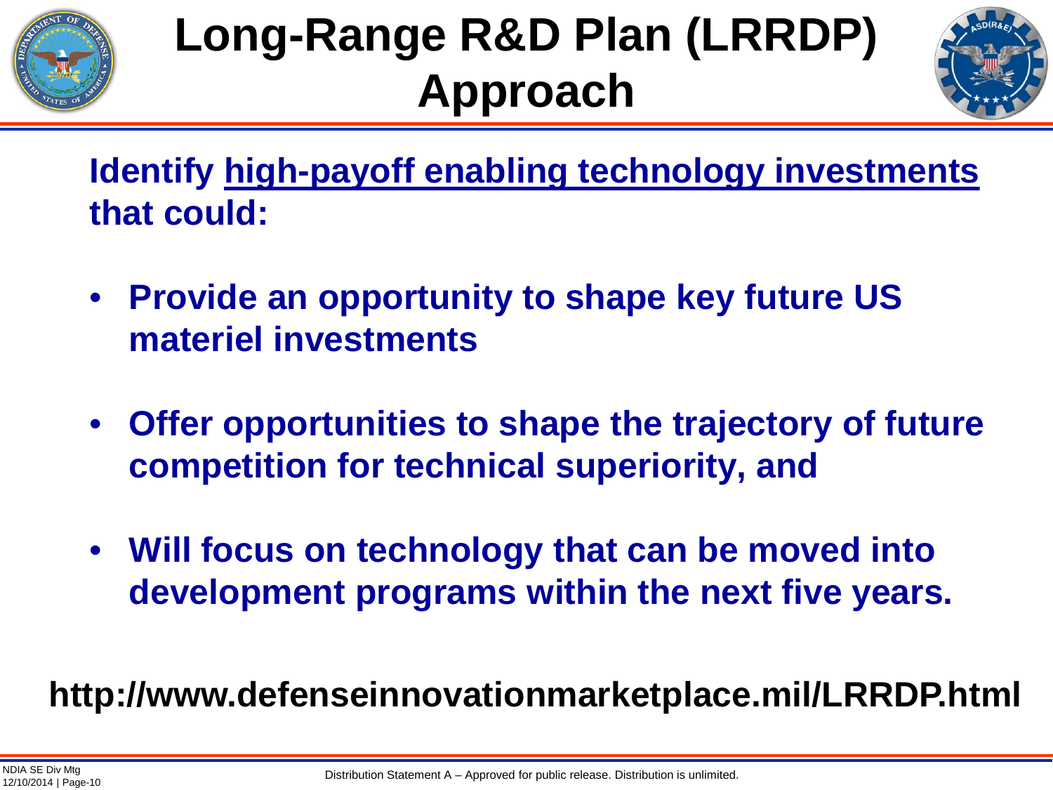# Long-Range R&D Plan (LRRDP) Approach

**Identify high-payoff enabling technology investments that could:**

- **Provide an opportunity to shape key future US materiel investments**
- **Offer opportunities to shape the trajectory of future competition for technical superiority, and**
- **Will focus on technology that can be moved into development programs within the next five years.**

**http://www.defenseinnovationmarketplace.mil/LRRDP.html**

Distribution Statement A – Approved for public release. Distribution is unlimited.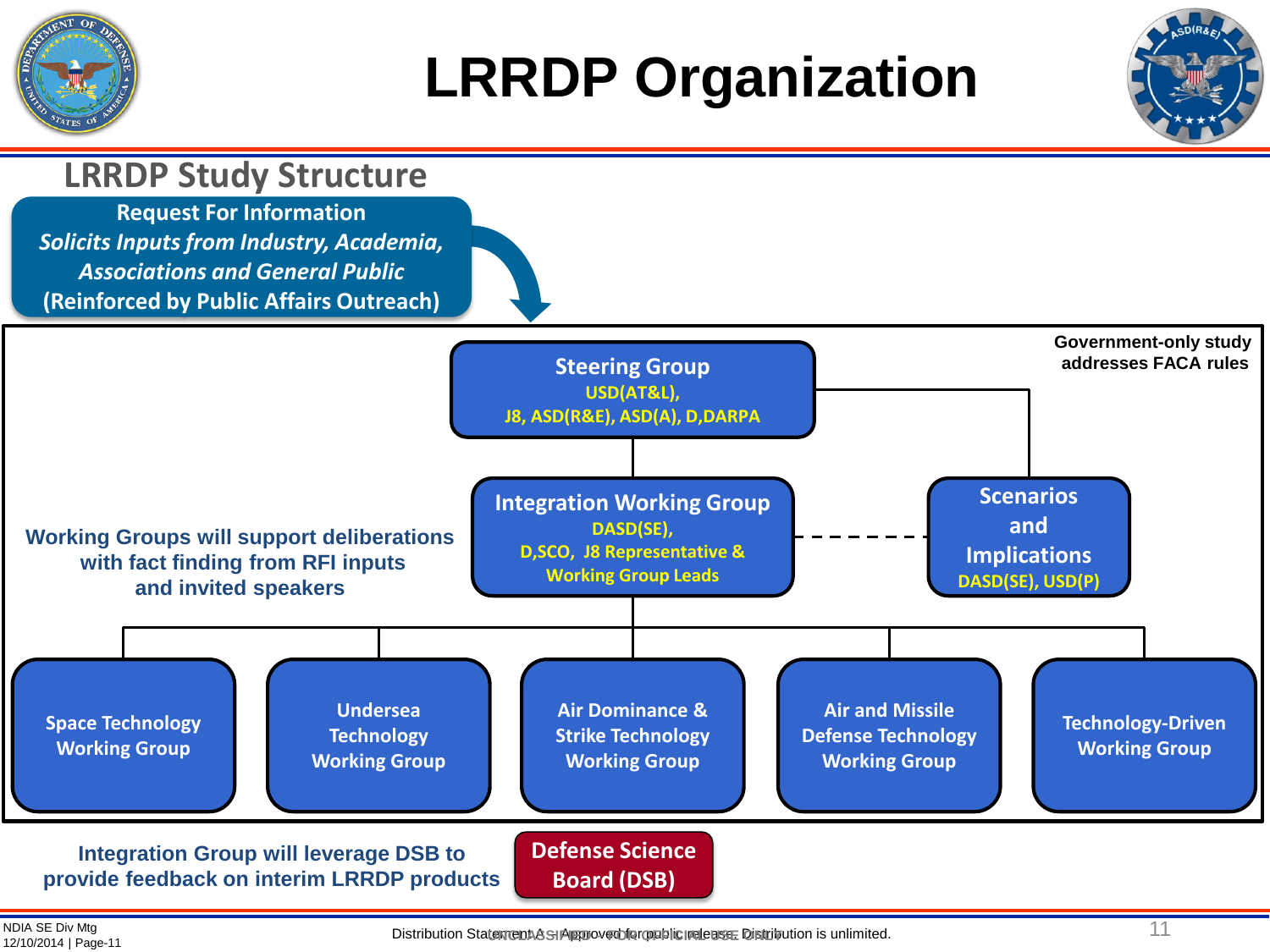# LRRDP Organization

## LRRDP Study Structure

**Request For Information**
*Solicits Inputs from Industry, Academia, Associations and General Public*
(Reinforced by Public Affairs Outreach)

Government-only study addresses FACA rules

**Steering Group**
USD(AT&L),
J8, ASD(R&E), ASD(A), D,DARPA

**Integration Working Group**
DASD(SE),
D,SCO, J8 Representative &
Working Group Leads

**Scenarios and Implications**
DASD(SE), USD(P)

Working Groups will support deliberations with fact finding from RFI inputs and invited speakers

- Space Technology Working Group
- Undersea Technology Working Group
- Air Dominance & Strike Technology Working Group
- Air and Missile Defense Technology Working Group
- Technology-Driven Working Group

Integration Group will leverage DSB to provide feedback on interim LRRDP products

**Defense Science Board (DSB)**

NDIA SE Div Mtg
12/10/2014 | Page-11

Distribution Statement A – Approved for public release. Distribution is unlimited.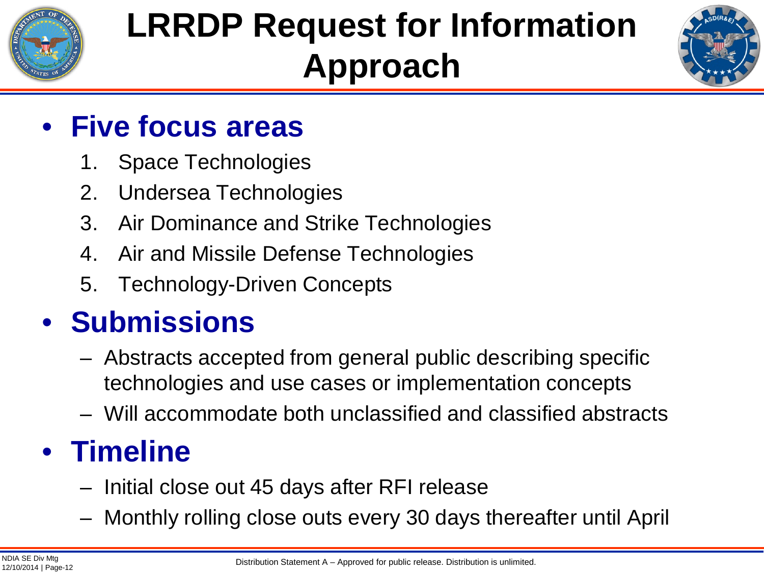# LRRDP Request for Information Approach

- **Five focus areas**
  1. Space Technologies
  2. Undersea Technologies
  3. Air Dominance and Strike Technologies
  4. Air and Missile Defense Technologies
  5. Technology-Driven Concepts
- **Submissions**
  - Abstracts accepted from general public describing specific technologies and use cases or implementation concepts
  - Will accommodate both unclassified and classified abstracts
- **Timeline**
  - Initial close out 45 days after RFI release
  - Monthly rolling close outs every 30 days thereafter until April

Distribution Statement A – Approved for public release. Distribution is unlimited.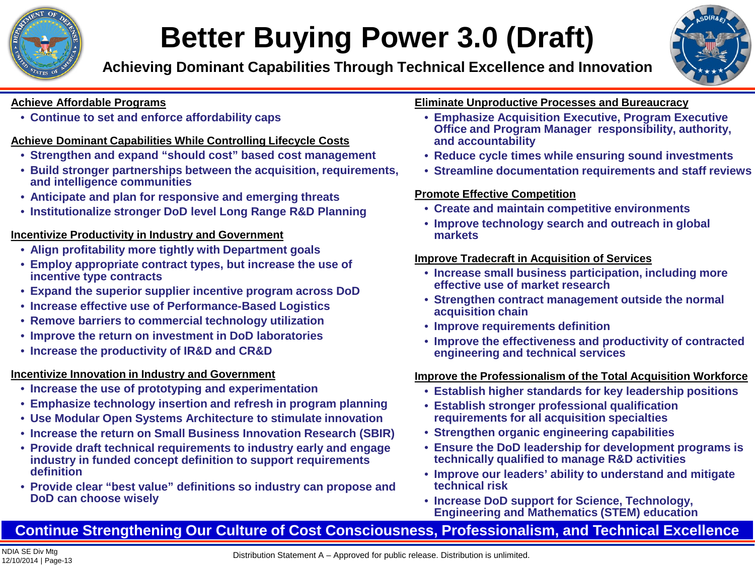# Better Buying Power 3.0 (Draft)

## Achieving Dominant Capabilities Through Technical Excellence and Innovation

**Achieve Affordable Programs**

- Continue to set and enforce affordability caps

**Achieve Dominant Capabilities While Controlling Lifecycle Costs**

- Strengthen and expand "should cost" based cost management
- Build stronger partnerships between the acquisition, requirements, and intelligence communities
- Anticipate and plan for responsive and emerging threats
- Institutionalize stronger DoD level Long Range R&D Planning

**Incentivize Productivity in Industry and Government**

- Align profitability more tightly with Department goals
- Employ appropriate contract types, but increase the use of incentive type contracts
- Expand the superior supplier incentive program across DoD
- Increase effective use of Performance-Based Logistics
- Remove barriers to commercial technology utilization
- Improve the return on investment in DoD laboratories
- Increase the productivity of IR&D and CR&D

**Incentivize Innovation in Industry and Government**

- Increase the use of prototyping and experimentation
- Emphasize technology insertion and refresh in program planning
- Use Modular Open Systems Architecture to stimulate innovation
- Increase the return on Small Business Innovation Research (SBIR)
- Provide draft technical requirements to industry early and engage industry in funded concept definition to support requirements definition
- Provide clear "best value" definitions so industry can propose and DoD can choose wisely

**Eliminate Unproductive Processes and Bureaucracy**

- Emphasize Acquisition Executive, Program Executive Office and Program Manager responsibility, authority, and accountability
- Reduce cycle times while ensuring sound investments
- Streamline documentation requirements and staff reviews

**Promote Effective Competition**

- Create and maintain competitive environments
- Improve technology search and outreach in global markets

**Improve Tradecraft in Acquisition of Services**

- Increase small business participation, including more effective use of market research
- Strengthen contract management outside the normal acquisition chain
- Improve requirements definition
- Improve the effectiveness and productivity of contracted engineering and technical services

**Improve the Professionalism of the Total Acquisition Workforce**

- Establish higher standards for key leadership positions
- Establish stronger professional qualification requirements for all acquisition specialties
- Strengthen organic engineering capabilities
- Ensure the DoD leadership for development programs is technically qualified to manage R&D activities
- Improve our leaders' ability to understand and mitigate technical risk
- Increase DoD support for Science, Technology, Engineering and Mathematics (STEM) education

**Continue Strengthening Our Culture of Cost Consciousness, Professionalism, and Technical Excellence**

Distribution Statement A – Approved for public release. Distribution is unlimited.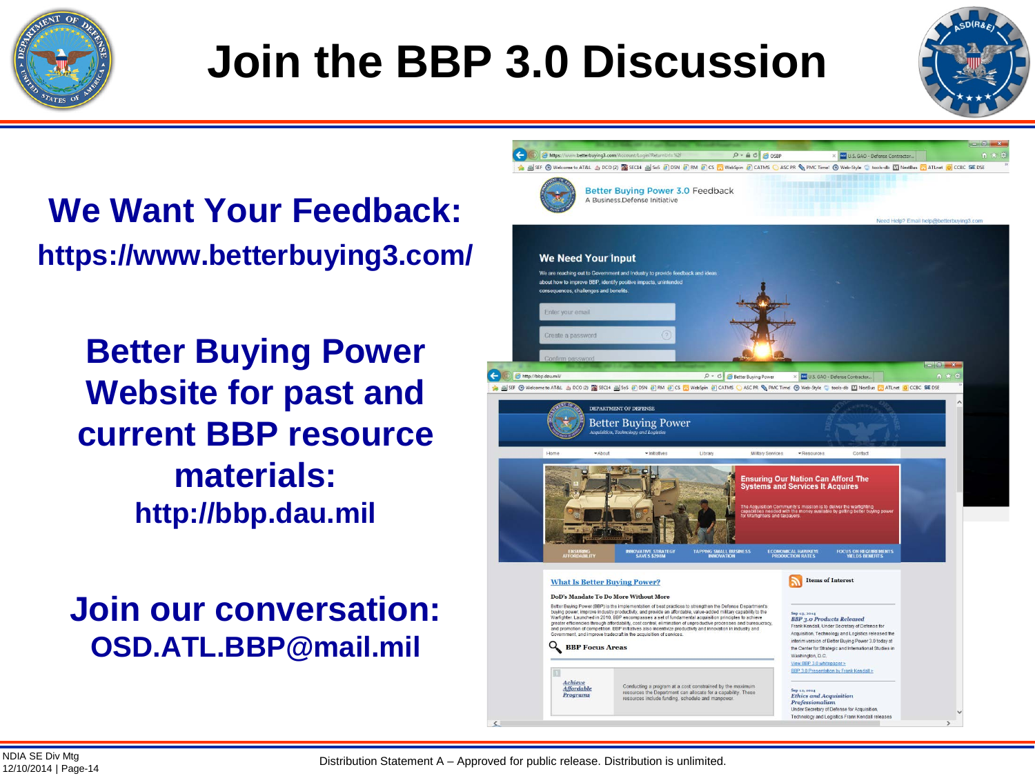# Join the BBP 3.0 Discussion

## We Want Your Feedback:

**https://www.betterbuying3.com/**

## Better Buying Power Website for past and current BBP resource materials:

**http://bbp.dau.mil**

## Join our conversation:

**OSD.ATL.BBP@mail.mil**

Distribution Statement A – Approved for public release. Distribution is unlimited.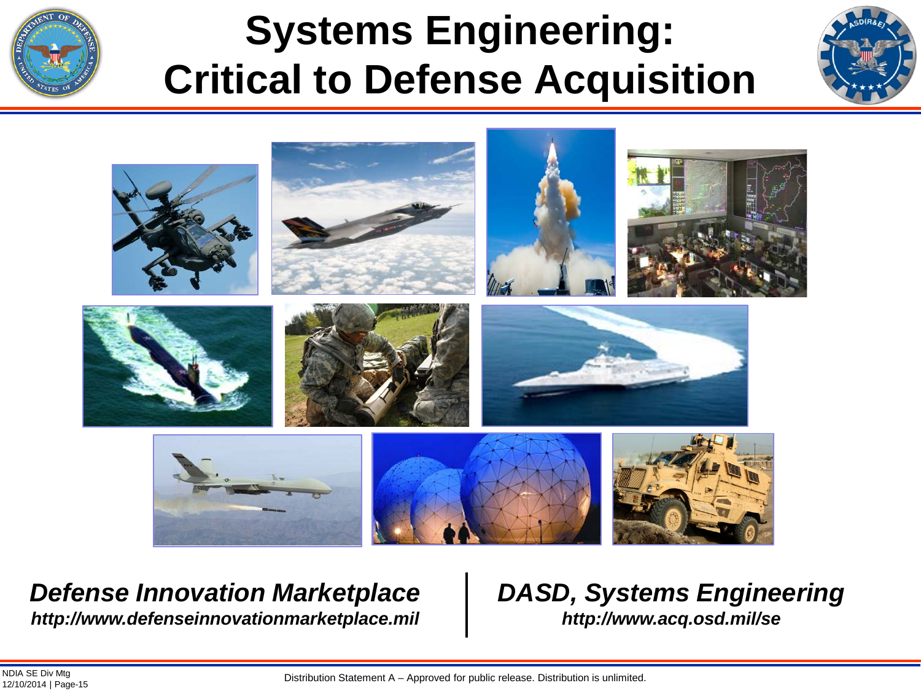# Systems Engineering: Critical to Defense Acquisition

***Defense Innovation Marketplace***
***http://www.defenseinnovationmarketplace.mil***

***DASD, Systems Engineering***
***http://www.acq.osd.mil/se***

Distribution Statement A – Approved for public release. Distribution is unlimited.